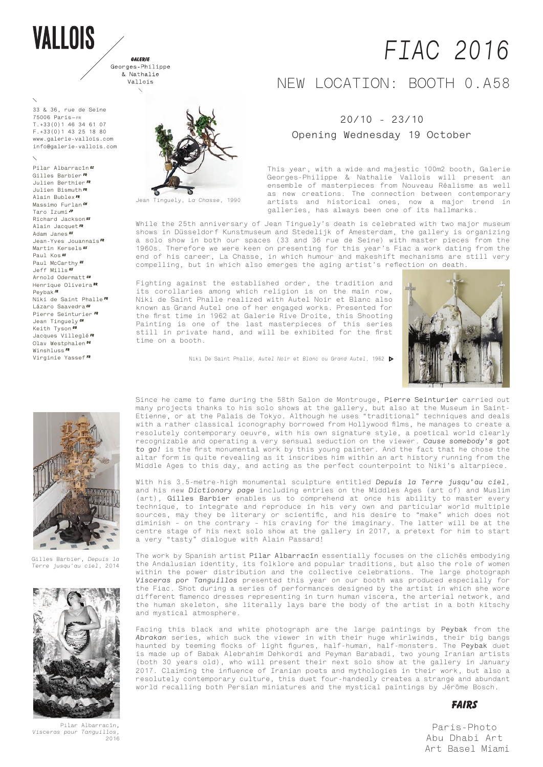# VALLOIS

GALERIE
Georges-Philippe
& Nathalie
Vallois

33 & 36, rue de Seine
75006 Paris—FR
T.+33(0)1 46 34 61 07
F.+33(0)1 43 25 18 80
www.galerie-vallois.com
info@galerie-vallois.com

Pilar Albarracín ES
Gilles Barbier FR
Julien Berthier FR
Julien Bismuth FR
Alain Bublex FR
Massimo Furlan CH
Taro Izumi JP
Richard Jackson US
Alain Jacquet FR
Adam Janes US
Jean-Yves Jouannais FR
Martin Kersels US
Paul Kos US
Paul McCarthy US
Jeff Mills US
Arnold Odermatt CH
Henrique Oliveira BR
Peybak IR
Niki de Saint Phalle FR
Lázaro Saavedra CU
Pierre Seinturier FR
Jean Tinguely CH
Keith Tyson GB
Jacques Villeglé FR
Olav Westphalen DE
Winshluss FR
Virginie Yassef FR

# FIAC 2016

## NEW LOCATION: BOOTH 0.A58

20/10 - 23/10
Opening Wednesday 19 October

Jean Tinguely, *La Chasse*, 1990

This year, with a wide and majestic 100m2 booth, Galerie Georges-Philippe & Nathalie Vallois will present an ensemble of masterpieces from Nouveau Réalisme as well as new creations. The connection between contemporary artists and historical ones, now a major trend in galleries, has always been one of its hallmarks.

While the 25th anniversary of Jean Tinguely's death is celebrated with two major museum shows in Düsseldorf Kunstmuseum and Stedelijk of Amesterdam, the gallery is organizing a solo show in both our spaces (33 and 36 rue de Seine) with master pieces from the 1960s. Therefore we were keen on presenting for this year's Fiac a work dating from the end of his career, La Chasse, in which humour and makeshift mechanisms are still very compelling, but in which also emerges the aging artist's reflection on death.

Fighting against the established order, the tradition and its corollaries among which religion is on the main row, Niki de Saint Phalle realized with Autel Noir et Blanc also known as Grand Autel one of her engaged works. Presented for the first time in 1962 at Galerie Rive Droite, this Shooting Painting is one of the last masterpieces of this series still in private hand, and will be exhibited for the first time on a booth.

Niki De Saint Phalle, *Autel Noir et Blanc* ou *Grand Autel*, 1962

Since he came to fame during the 58th Salon de Montrouge, **Pierre Seinturier** carried out many projects thanks to his solo shows at the gallery, but also at the Museum in Saint-Etienne, or at the Palais de Tokyo. Although he uses "traditional" techniques and deals with a rather classical iconography borrowed from Hollywood films, he manages to create a resolutely contemporary oeuvre, with his own signature style, a poetical world clearly recognizable and operating a very sensual seduction on the viewer. *Cause somebody's got to go!* is the first monumental work by this young painter. And the fact that he chose the altar form is quite revealing as it inscribes him within an art history running from the Middle Ages to this day, and acting as the perfect counterpoint to Niki's altarpiece.

With his 3.5-metre-high monumental sculpture entitled *Depuis la Terre jusqu'au ciel*, and his new *Dictionary page* including entries on the Middles Ages (art of) and Muslim (art), **Gilles Barbier** enables us to comprehend at once his ability to master every technique, to integrate and reproduce in his very own and particular world multiple sources, may they be literary or scientific, and his desire to "make" which does not diminish - on the contrary - his craving for the imaginary. The latter will be at the centre stage of his next solo show at the gallery in 2017, a pretext for him to start a very "tasty" dialogue with Alain Passard!

Gilles Barbier, *Depuis la Terre jusqu'au ciel*, 2014

The work by Spanish artist **Pilar Albarracín** essentially focuses on the clichés embodying the Andalusian identity, its folklore and popular traditions, but also the role of women within the power distribution and the collective celebrations. The large photograph *Visceras por Tanguillos* presented this year on our booth was produced especially for the Fiac. Shot during a series of performances designed by the artist in which she wore different flamenco dresses representing in turn human viscera, the arterial network, and the human skeleton, she literally lays bare the body of the artist in a both kitschy and mystical atmosphere.

Facing this black and white photograph are the large paintings by **Peybak** from the *Abrakan* series, which suck the viewer in with their huge whirlwinds, their big bangs haunted by teeming flocks of light figures, half-human, half-monsters. The **Peybak** duet is made up of Babak Alebrahim Dehkordi and Peyman Barabadi, two young Iranian artists (both 30 years old), who will present their next solo show at the gallery in January 2017. Claiming the influence of Iranian poets and mythologies in their work, but also a resolutely contemporary culture, this duet four-handedly creates a strange and abundant world recalling both Persian miniatures and the mystical paintings by Jérôme Bosch.

Pilar Albarracín, *Visceras pour Tanguillos*, 2016

**FAIRS**

Paris-Photo
Abu Dhabi Art
Art Basel Miami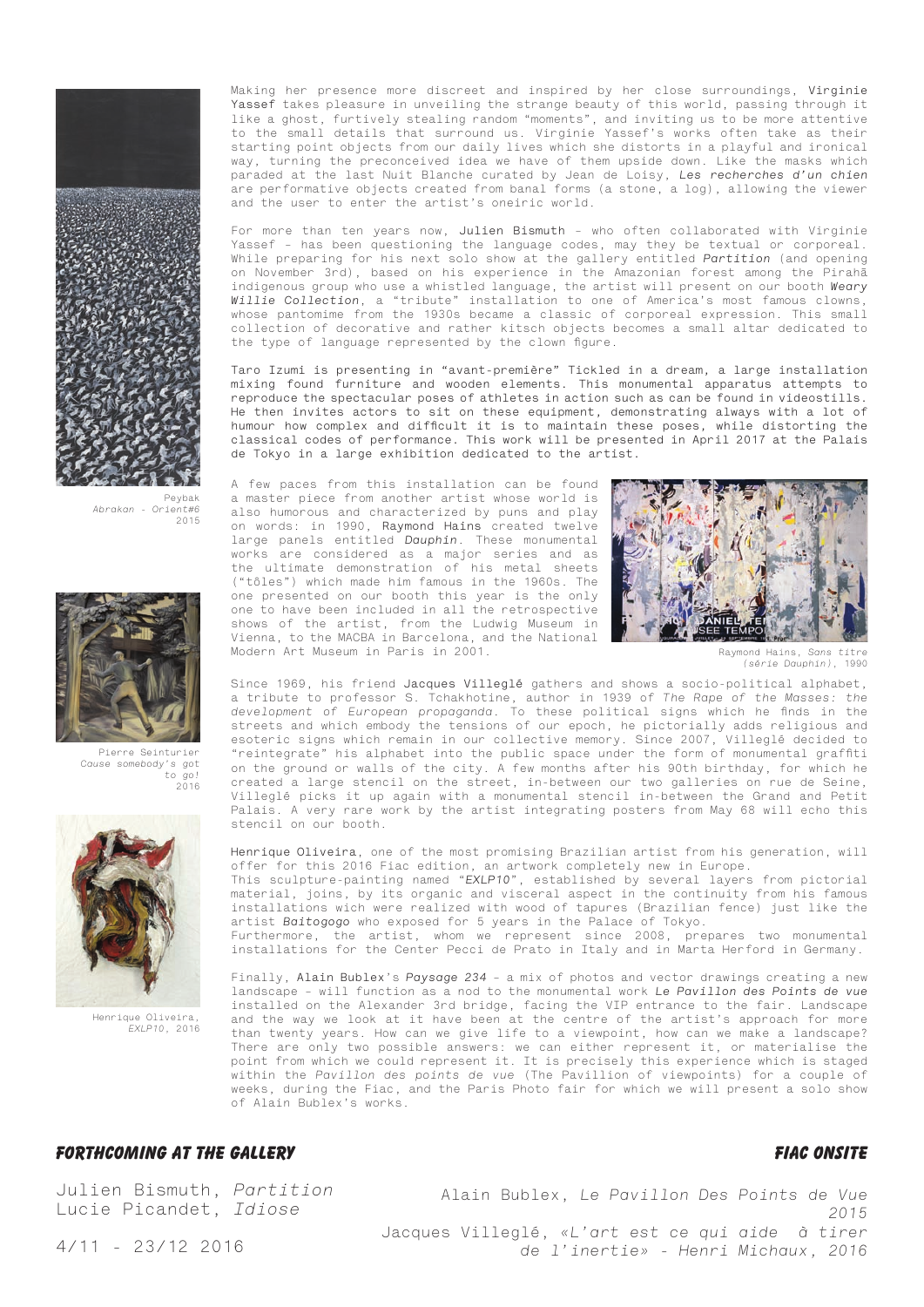Making her presence more discreet and inspired by her close surroundings, Virginie Yassef takes pleasure in unveiling the strange beauty of this world, passing through it like a ghost, furtively stealing random "moments", and inviting us to be more attentive to the small details that surround us. Virginie Yassef's works often take as their starting point objects from our daily lives which she distorts in a playful and ironical way, turning the preconceived idea we have of them upside down. Like the masks which paraded at the last Nuit Blanche curated by Jean de Loisy, *Les recherches d'un chien* are performative objects created from banal forms (a stone, a log), allowing the viewer and the user to enter the artist's oneiric world.

For more than ten years now, Julien Bismuth – who often collaborated with Virginie Yassef – has been questioning the language codes, may they be textual or corporeal. While preparing for his next solo show at the gallery entitled *Partition* (and opening on November 3rd), based on his experience in the Amazonian forest among the Pirahã indigenous group who use a whistled language, the artist will present on our booth ***Weary Willie Collection***, a "tribute" installation to one of America's most famous clowns, whose pantomime from the 1930s became a classic of corporeal expression. This small collection of decorative and rather kitsch objects becomes a small altar dedicated to the type of language represented by the clown figure.

Taro Izumi is presenting in "avant-première" Tickled in a dream, a large installation mixing found furniture and wooden elements. This monumental apparatus attempts to reproduce the spectacular poses of athletes in action such as can be found in videostills. He then invites actors to sit on these equipment, demonstrating always with a lot of humour how complex and difficult it is to maintain these poses, while distorting the classical codes of performance. This work will be presented in April 2017 at the Palais de Tokyo in a large exhibition dedicated to the artist.

Peybak
*Abrakan - Orient#6*
2015

A few paces from this installation can be found a master piece from another artist whose world is also humorous and characterized by puns and play on words: in 1990, Raymond Hains created twelve large panels entitled ***Dauphin***. These monumental works are considered as a major series and as the ultimate demonstration of his metal sheets ("tôles") which made him famous in the 1960s. The one presented on our booth this year is the only one to have been included in all the retrospective shows of the artist, from the Ludwig Museum in Vienna, to the MACBA in Barcelona, and the National Modern Art Museum in Paris in 2001.

Raymond Hains, *Sans titre (série Dauphin)*, 1990

Since 1969, his friend Jacques Villeglé gathers and shows a socio-political alphabet, a tribute to professor S. Tchakhotine, author in 1939 of *The Rape of the Masses: the development of European propaganda*. To these political signs which he finds in the streets and which embody the tensions of our epoch, he pictorially adds religious and esoteric signs which remain in our collective memory. Since 2007, Villeglé decided to "reintegrate" his alphabet into the public space under the form of monumental graffiti on the ground or walls of the city. A few months after his 90th birthday, for which he created a large stencil on the street, in-between our two galleries on rue de Seine, Villeglé picks it up again with a monumental stencil in-between the Grand and Petit Palais. A very rare work by the artist integrating posters from May 68 will echo this stencil on our booth.

Pierre Seinturier
*Cause somebody's got to go!*
2016

Henrique Oliveira, one of the most promising Brazilian artist from his generation, will offer for this 2016 Fiac edition, an artwork completely new in Europe.
This sculpture-painting named *"EXLP10"*, established by several layers from pictorial material, joins, by its organic and visceral aspect in the continuity from his famous installations wich were realized with wood of tapures (Brazilian fence) just like the artist *Baitogogo* who exposed for 5 years in the Palace of Tokyo.
Furthermore, the artist, whom we represent since 2008, prepares two monumental installations for the Center Pecci de Prato in Italy and in Marta Herford in Germany.

Henrique Oliveira,
*EXLP10*, 2016

Finally, Alain Bublex's *Paysage 234* – a mix of photos and vector drawings creating a new landscape – will function as a nod to the monumental work *Le Pavillon des Points de vue* installed on the Alexander 3rd bridge, facing the VIP entrance to the fair. Landscape and the way we look at it have been at the centre of the artist's approach for more than twenty years. How can we give life to a viewpoint, how can we make a landscape? There are only two possible answers: we can either represent it, or materialise the point from which we could represent it. It is precisely this experience which is staged within the *Pavillon des points de vue* (The Pavillion of viewpoints) for a couple of weeks, during the Fiac, and the Paris Photo fair for which we will present a solo show of Alain Bublex's works.

## FORTHCOMING AT THE GALLERY

Julien Bismuth, *Partition*
Lucie Picandet, *Idiose*

4/11 - 23/12 2016

## FIAC ONSITE

Alain Bublex, *Le Pavillon Des Points de Vue*
*2015*

Jacques Villeglé, *«L'art est ce qui aide à tirer de l'inertie» - Henri Michaux, 2016*